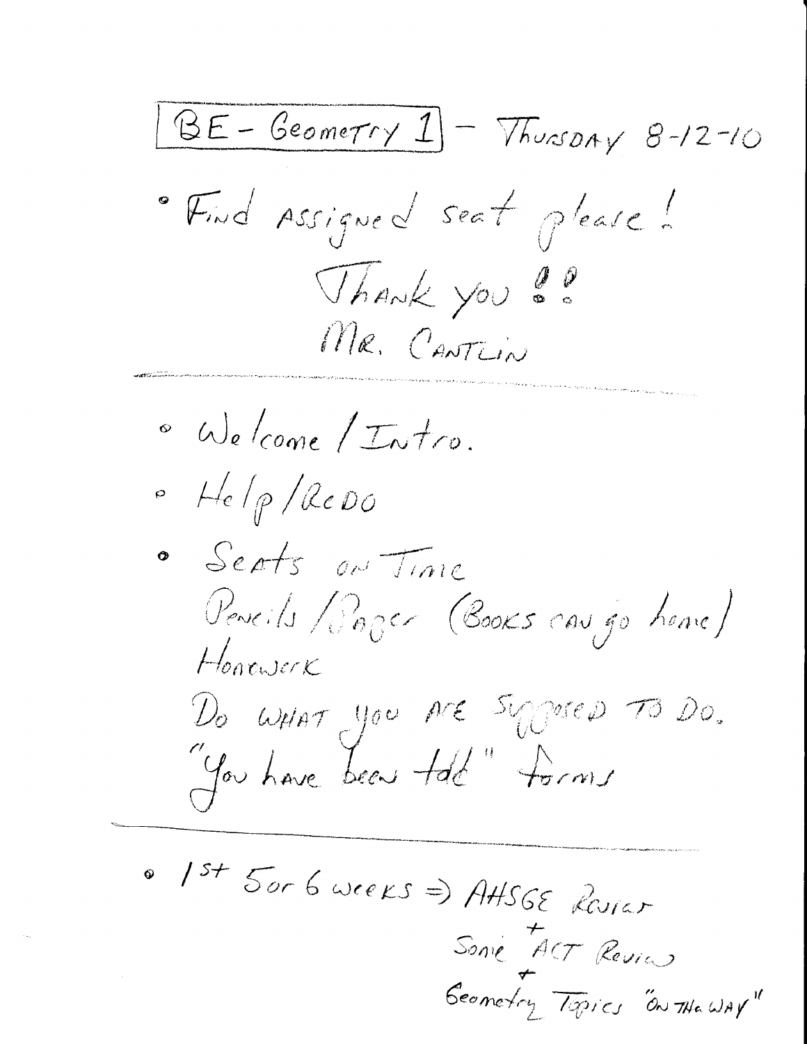**BE - Geometry 1** - Thursday 8-12-10

- Find assigned seat please!

  Thank you!!

  Mr. Cantlin

---

- Welcome / Intro.
- Help / Redo
- Seats on Time

  Pencils / Paper (Books can go home)

  Homework

  Do what you are supposed to do.

  "You have been told" forms

---

- 1st 5 or 6 weeks ⇒ AHSGE Review

  \+ Some ACT Review

  \+ Geometry Topics "On the way"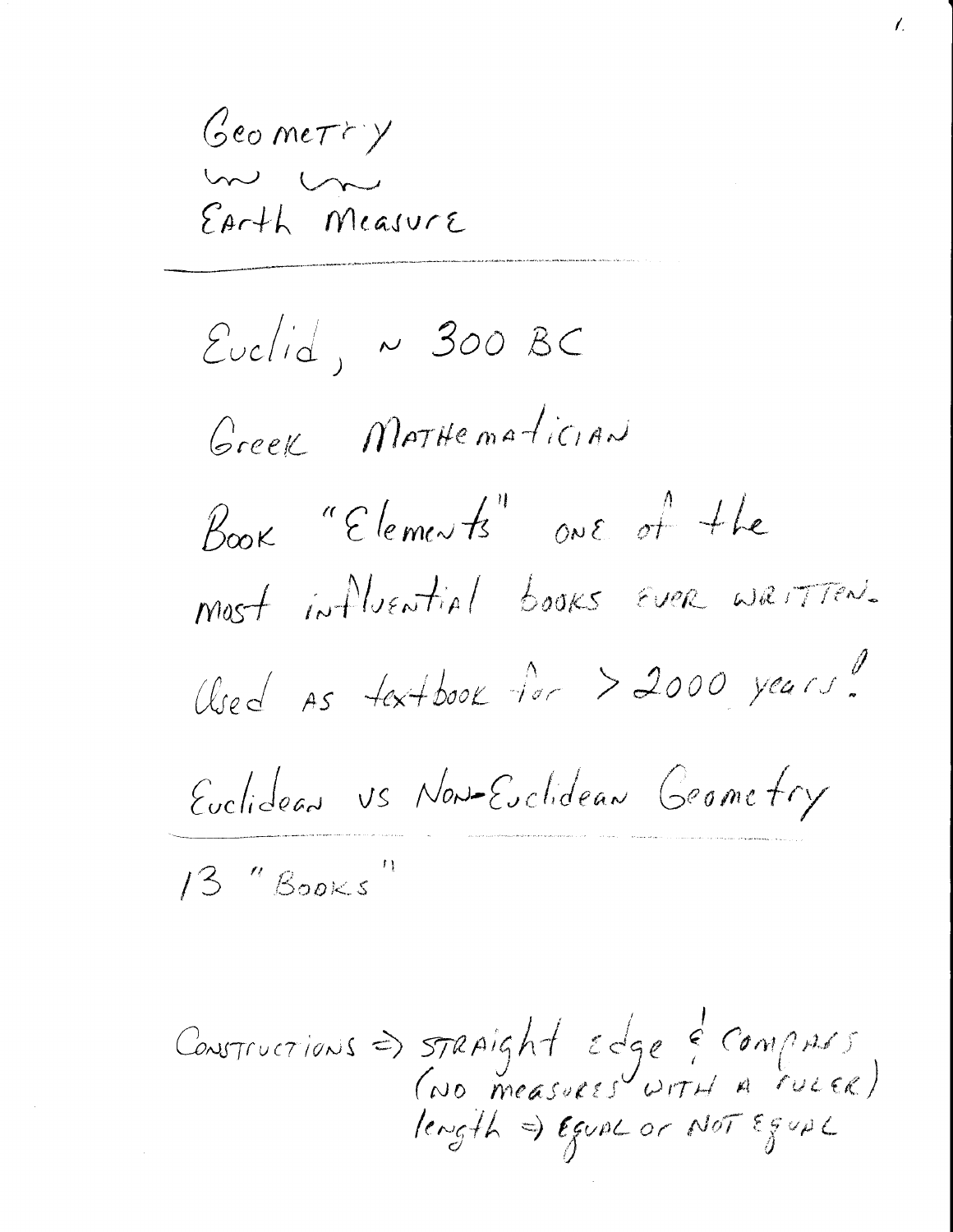Geometry

Earth Measure

---

Euclid, ~ 300 BC

Greek Mathematician

Book "Elements" one of the most influential books ever written.

Used as textbook for > 2000 years!

Euclidean vs Non-Euclidean Geometry

---

13 "Books"

Constructions ⇒ straight edge & compass
(no measures with a ruler)
length ⇒ equal or not equal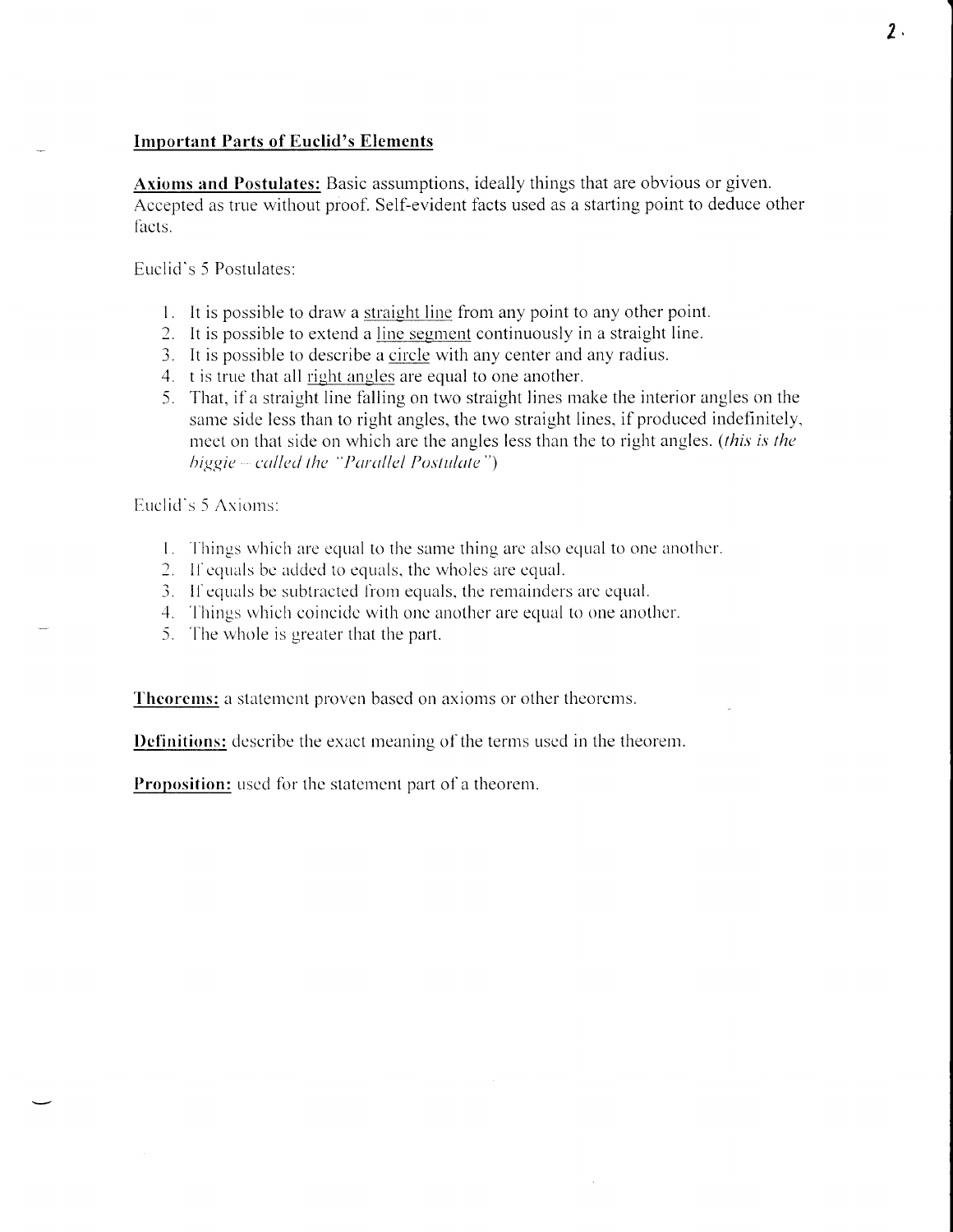## Important Parts of Euclid's Elements

**Axioms and Postulates:** Basic assumptions, ideally things that are obvious or given. Accepted as true without proof. Self-evident facts used as a starting point to deduce other facts.

Euclid's 5 Postulates:

1. It is possible to draw a straight line from any point to any other point.
2. It is possible to extend a line segment continuously in a straight line.
3. It is possible to describe a circle with any center and any radius.
4. t is true that all right angles are equal to one another.
5. That, if a straight line falling on two straight lines make the interior angles on the same side less than to right angles, the two straight lines, if produced indefinitely, meet on that side on which are the angles less than the to right angles. (*this is the biggie – called the "Parallel Postulate"*)

Euclid's 5 Axioms:

1. Things which are equal to the same thing are also equal to one another.
2. If equals be added to equals, the wholes are equal.
3. If equals be subtracted from equals, the remainders are equal.
4. Things which coincide with one another are equal to one another.
5. The whole is greater that the part.

**Theorems:** a statement proven based on axioms or other theorems.

**Definitions:** describe the exact meaning of the terms used in the theorem.

**Proposition:** used for the statement part of a theorem.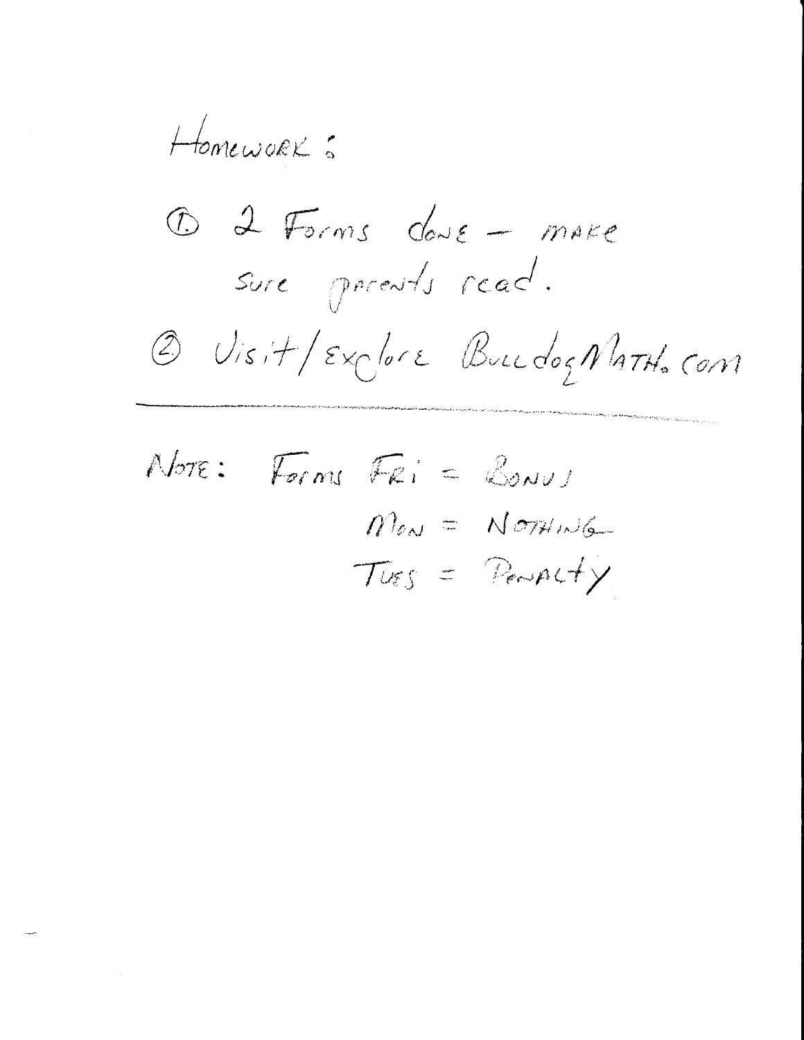Homework:

1. 2 Forms done – make sure parents read.
2. Visit/explore BulldogMath.com

---

Note: Forms Fri = Bonus
Mon = Nothing
Tues = Penalty